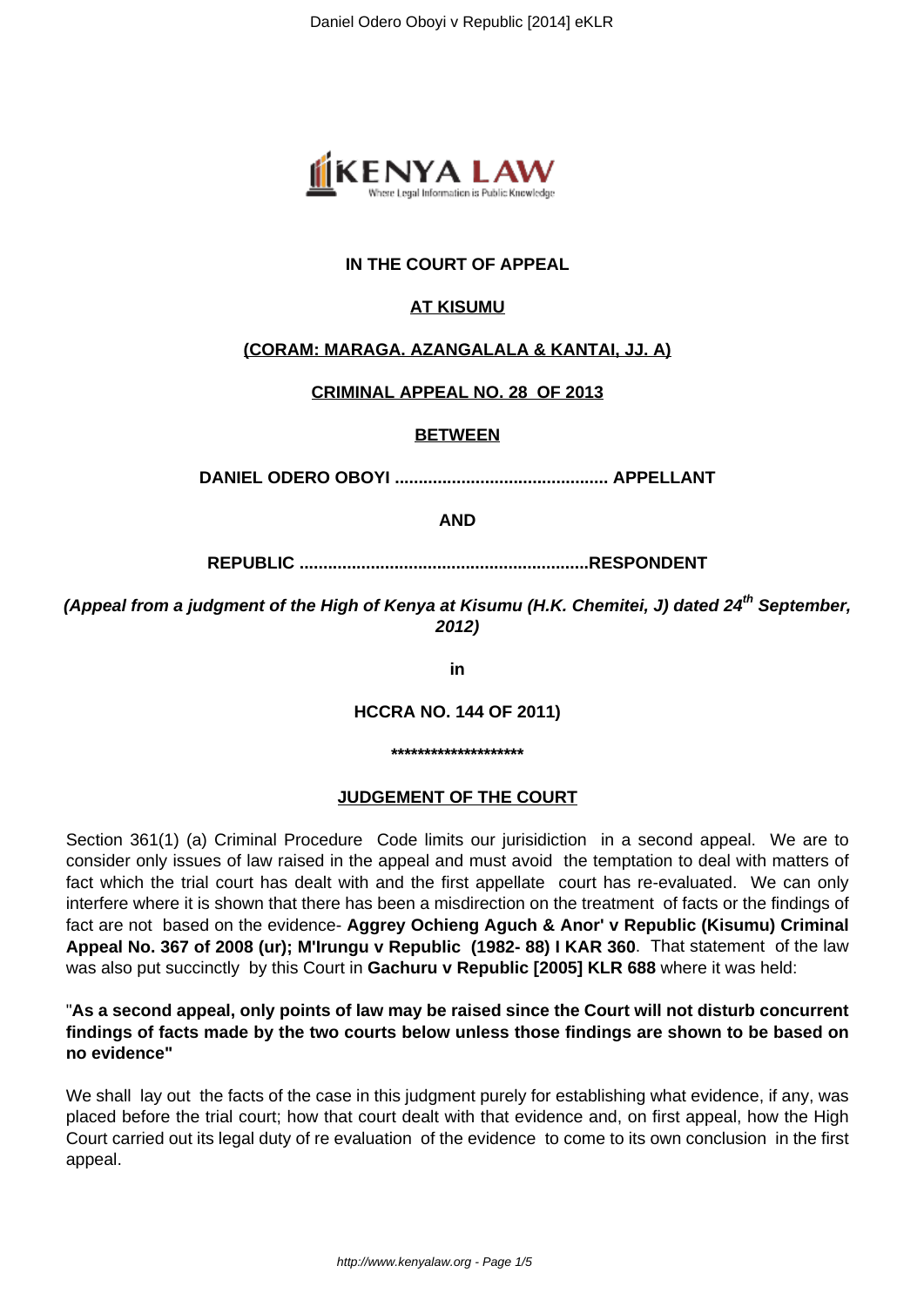**IN THE COURT OF APPEAL**

**AT KISUMU**

**(CORAM: MARAGA. AZANGALALA & KANTAI, JJ. A)**

**CRIMINAL APPEAL NO. 28 OF 2013**

**BETWEEN**

**DANIEL ODERO OBOYI ............................................ APPELLANT**

**AND**

**REPUBLIC ............................................................RESPONDENT**

***(Appeal from a judgment of the High of Kenya at Kisumu (H.K. Chemitei, J) dated 24th September, 2012)***

**in**

**HCCRA NO. 144 OF 2011)**

**********************

**JUDGEMENT OF THE COURT**

Section 361(1) (a) Criminal Procedure Code limits our jurisidiction in a second appeal. We are to consider only issues of law raised in the appeal and must avoid the temptation to deal with matters of fact which the trial court has dealt with and the first appellate court has re-evaluated. We can only interfere where it is shown that there has been a misdirection on the treatment of facts or the findings of fact are not based on the evidence- **Aggrey Ochieng Aguch & Anor' v Republic (Kisumu) Criminal Appeal No. 367 of 2008 (ur); M'Irungu v Republic (1982- 88) I KAR 360**. That statement of the law was also put succinctly by this Court in **Gachuru v Republic [2005] KLR 688** where it was held:

"**As a second appeal, only points of law may be raised since the Court will not disturb concurrent findings of facts made by the two courts below unless those findings are shown to be based on no evidence"**

We shall lay out the facts of the case in this judgment purely for establishing what evidence, if any, was placed before the trial court; how that court dealt with that evidence and, on first appeal, how the High Court carried out its legal duty of re evaluation of the evidence to come to its own conclusion in the first appeal.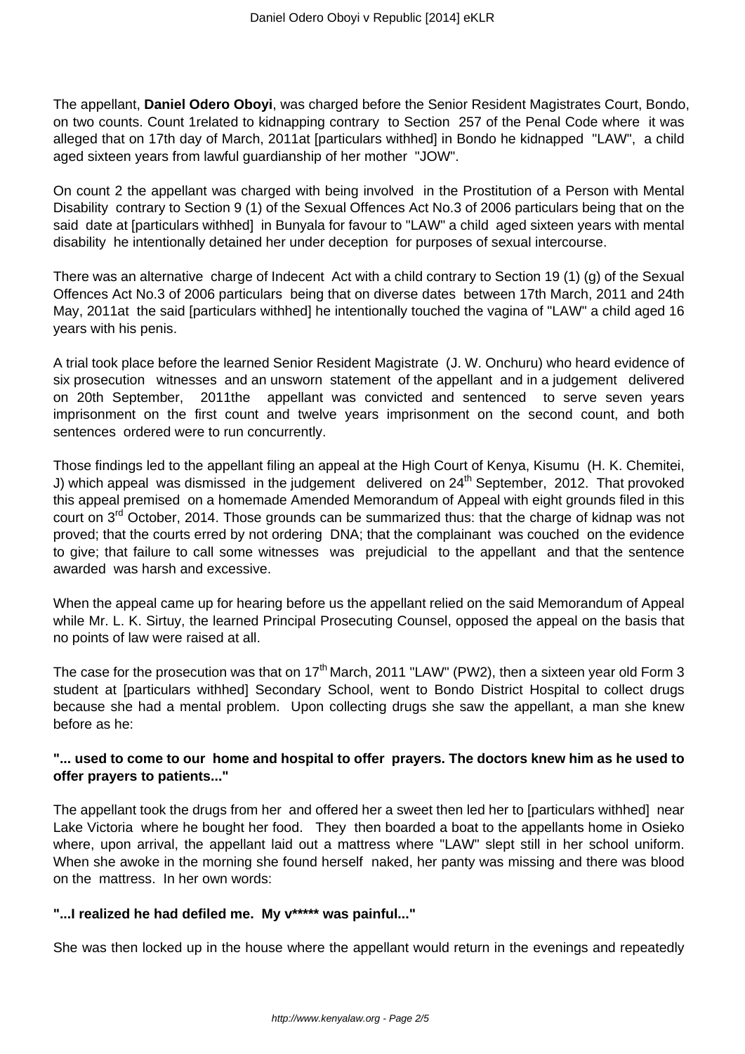The appellant, **Daniel Odero Oboyi**, was charged before the Senior Resident Magistrates Court, Bondo, on two counts. Count 1related to kidnapping contrary to Section 257 of the Penal Code where it was alleged that on 17th day of March, 2011at [particulars withhed] in Bondo he kidnapped "LAW", a child aged sixteen years from lawful guardianship of her mother "JOW".

On count 2 the appellant was charged with being involved in the Prostitution of a Person with Mental Disability contrary to Section 9 (1) of the Sexual Offences Act No.3 of 2006 particulars being that on the said date at [particulars withhed] in Bunyala for favour to "LAW" a child aged sixteen years with mental disability he intentionally detained her under deception for purposes of sexual intercourse.

There was an alternative charge of Indecent Act with a child contrary to Section 19 (1) (g) of the Sexual Offences Act No.3 of 2006 particulars being that on diverse dates between 17th March, 2011 and 24th May, 2011at the said [particulars withhed] he intentionally touched the vagina of "LAW" a child aged 16 years with his penis.

A trial took place before the learned Senior Resident Magistrate (J. W. Onchuru) who heard evidence of six prosecution witnesses and an unsworn statement of the appellant and in a judgement delivered on 20th September, 2011the appellant was convicted and sentenced to serve seven years imprisonment on the first count and twelve years imprisonment on the second count, and both sentences ordered were to run concurrently.

Those findings led to the appellant filing an appeal at the High Court of Kenya, Kisumu (H. K. Chemitei, J) which appeal was dismissed in the judgement delivered on 24th September, 2012. That provoked this appeal premised on a homemade Amended Memorandum of Appeal with eight grounds filed in this court on 3rd October, 2014. Those grounds can be summarized thus: that the charge of kidnap was not proved; that the courts erred by not ordering DNA; that the complainant was couched on the evidence to give; that failure to call some witnesses was prejudicial to the appellant and that the sentence awarded was harsh and excessive.

When the appeal came up for hearing before us the appellant relied on the said Memorandum of Appeal while Mr. L. K. Sirtuy, the learned Principal Prosecuting Counsel, opposed the appeal on the basis that no points of law were raised at all.

The case for the prosecution was that on 17th March, 2011 "LAW" (PW2), then a sixteen year old Form 3 student at [particulars withhed] Secondary School, went to Bondo District Hospital to collect drugs because she had a mental problem. Upon collecting drugs she saw the appellant, a man she knew before as he:

**"... used to come to our home and hospital to offer prayers. The doctors knew him as he used to offer prayers to patients..."**

The appellant took the drugs from her and offered her a sweet then led her to [particulars withhed] near Lake Victoria where he bought her food. They then boarded a boat to the appellants home in Osieko where, upon arrival, the appellant laid out a mattress where "LAW" slept still in her school uniform. When she awoke in the morning she found herself naked, her panty was missing and there was blood on the mattress. In her own words:

**"...I realized he had defiled me. My v***** was painful..."**

She was then locked up in the house where the appellant would return in the evenings and repeatedly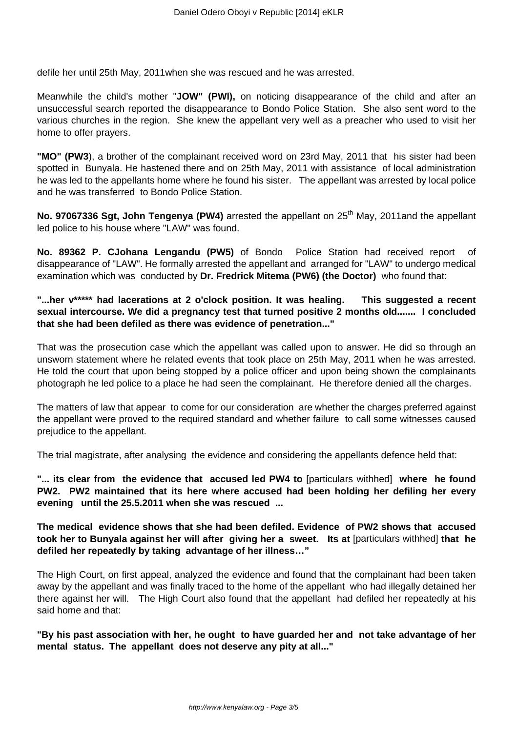defile her until 25th May, 2011when she was rescued and he was arrested.

Meanwhile the child's mother "**JOW" (PWI),** on noticing disappearance of the child and after an unsuccessful search reported the disappearance to Bondo Police Station. She also sent word to the various churches in the region. She knew the appellant very well as a preacher who used to visit her home to offer prayers.

**"MO" (PW3**), a brother of the complainant received word on 23rd May, 2011 that his sister had been spotted in Bunyala. He hastened there and on 25th May, 2011 with assistance of local administration he was led to the appellants home where he found his sister. The appellant was arrested by local police and he was transferred to Bondo Police Station.

**No. 97067336 Sgt, John Tengenya (PW4)** arrested the appellant on 25th May, 2011and the appellant led police to his house where "LAW" was found.

**No. 89362 P. CJohana Lengandu (PW5)** of Bondo Police Station had received report of disappearance of "LAW". He formally arrested the appellant and arranged for "LAW" to undergo medical examination which was conducted by **Dr. Fredrick Mitema (PW6) (the Doctor)** who found that:

**"...her v***** had lacerations at 2 o'clock position. It was healing. This suggested a recent sexual intercourse. We did a pregnancy test that turned positive 2 months old....... I concluded that she had been defiled as there was evidence of penetration..."**

That was the prosecution case which the appellant was called upon to answer. He did so through an unsworn statement where he related events that took place on 25th May, 2011 when he was arrested. He told the court that upon being stopped by a police officer and upon being shown the complainants photograph he led police to a place he had seen the complainant. He therefore denied all the charges.

The matters of law that appear to come for our consideration are whether the charges preferred against the appellant were proved to the required standard and whether failure to call some witnesses caused prejudice to the appellant.

The trial magistrate, after analysing the evidence and considering the appellants defence held that:

**"... its clear from the evidence that accused led PW4 to** [particulars withhed] **where he found PW2. PW2 maintained that its here where accused had been holding her defiling her every evening until the 25.5.2011 when she was rescued ...**

**The medical evidence shows that she had been defiled. Evidence of PW2 shows that accused took her to Bunyala against her will after giving her a sweet. Its at** [particulars withhed] **that he defiled her repeatedly by taking advantage of her illness…"**

The High Court, on first appeal, analyzed the evidence and found that the complainant had been taken away by the appellant and was finally traced to the home of the appellant who had illegally detained her there against her will. The High Court also found that the appellant had defiled her repeatedly at his said home and that:

**"By his past association with her, he ought to have guarded her and not take advantage of her mental status. The appellant does not deserve any pity at all..."**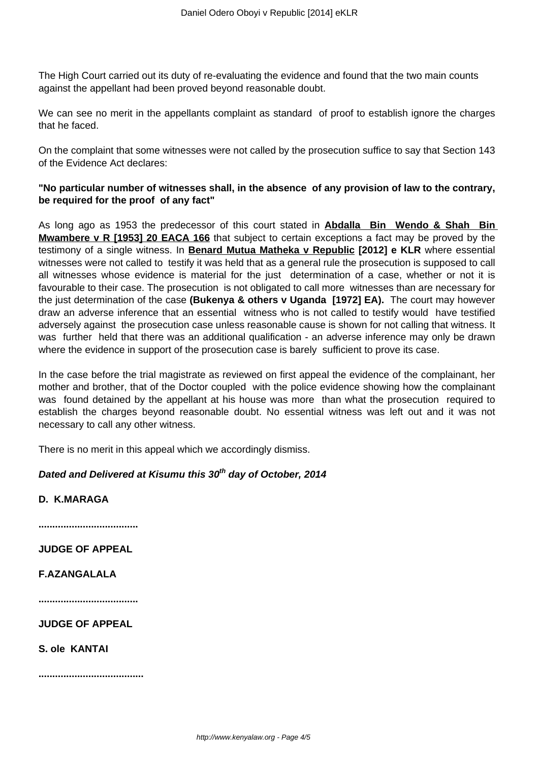The High Court carried out its duty of re-evaluating the evidence and found that the two main counts against the appellant had been proved beyond reasonable doubt.

We can see no merit in the appellants complaint as standard of proof to establish ignore the charges that he faced.

On the complaint that some witnesses were not called by the prosecution suffice to say that Section 143 of the Evidence Act declares:

**"No particular number of witnesses shall, in the absence of any provision of law to the contrary, be required for the proof of any fact"**

As long ago as 1953 the predecessor of this court stated in **Abdalla Bin Wendo & Shah Bin Mwambere v R [1953] 20 EACA 166** that subject to certain exceptions a fact may be proved by the testimony of a single witness. In **Benard Mutua Matheka v Republic [2012] e KLR** where essential witnesses were not called to testify it was held that as a general rule the prosecution is supposed to call all witnesses whose evidence is material for the just determination of a case, whether or not it is favourable to their case. The prosecution is not obligated to call more witnesses than are necessary for the just determination of the case **(Bukenya & others v Uganda [1972] EA).** The court may however draw an adverse inference that an essential witness who is not called to testify would have testified adversely against the prosecution case unless reasonable cause is shown for not calling that witness. It was further held that there was an additional qualification - an adverse inference may only be drawn where the evidence in support of the prosecution case is barely sufficient to prove its case.

In the case before the trial magistrate as reviewed on first appeal the evidence of the complainant, her mother and brother, that of the Doctor coupled with the police evidence showing how the complainant was found detained by the appellant at his house was more than what the prosecution required to establish the charges beyond reasonable doubt. No essential witness was left out and it was not necessary to call any other witness.

There is no merit in this appeal which we accordingly dismiss.

***Dated and Delivered at Kisumu this 30th day of October, 2014***

**D. K.MARAGA**

**....................................**

**JUDGE OF APPEAL**

**F.AZANGALALA**

**....................................**

**JUDGE OF APPEAL**

**S. ole KANTAI**

**......................................**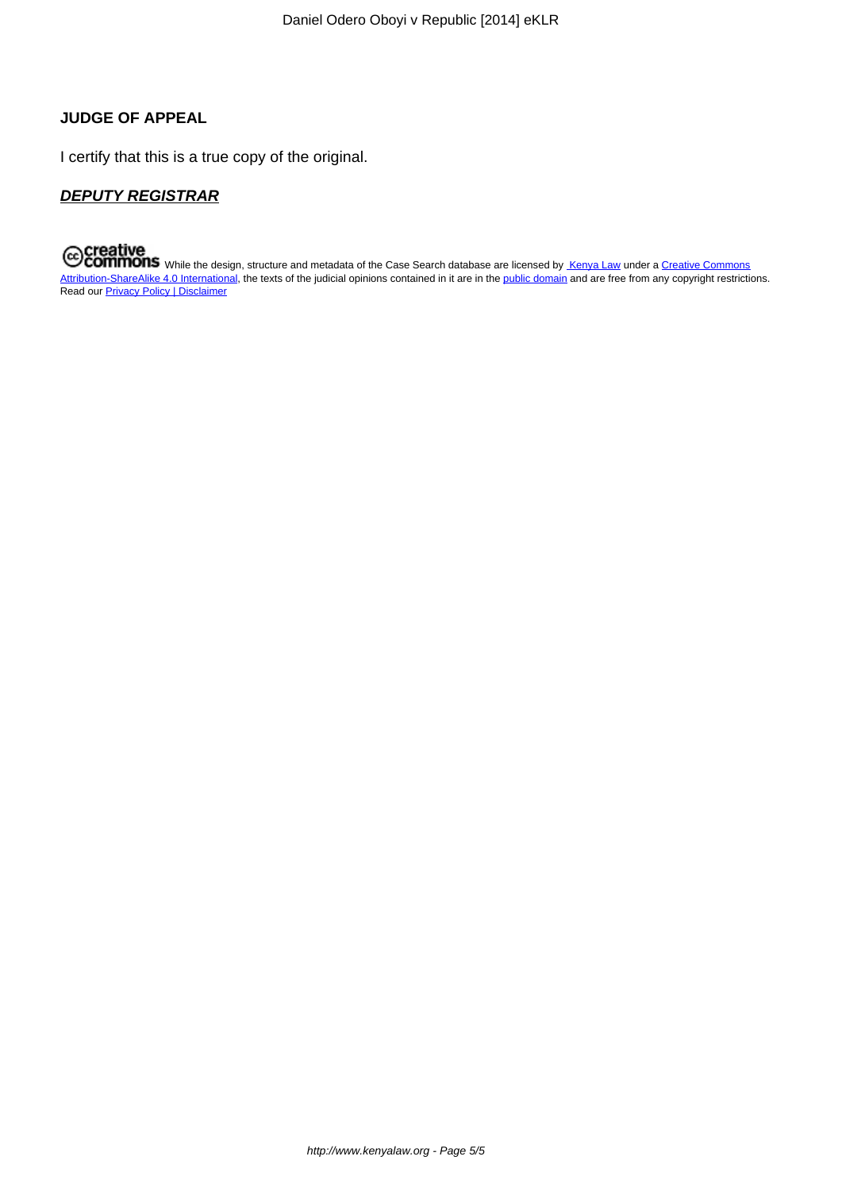**JUDGE OF APPEAL**

I certify that this is a true copy of the original.

***DEPUTY REGISTRAR***

While the design, structure and metadata of the Case Search database are licensed by Kenya Law under a Creative Commons Attribution-ShareAlike 4.0 International, the texts of the judicial opinions contained in it are in the public domain and are free from any copyright restrictions. Read our Privacy Policy | Disclaimer